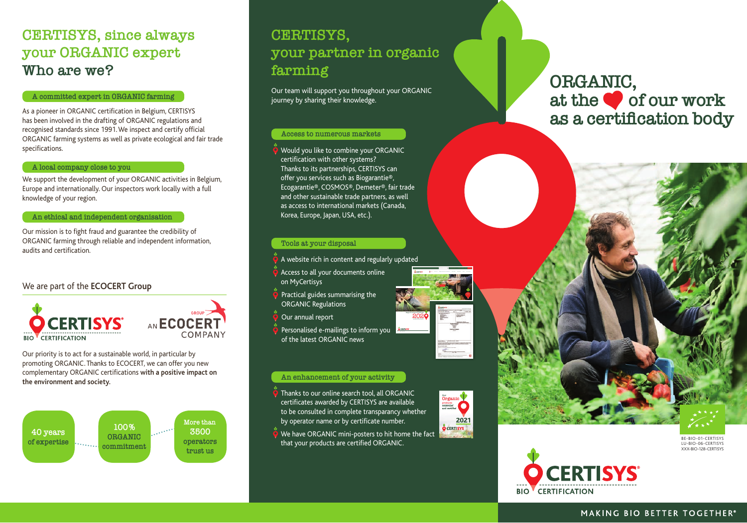# CERTISYS, since always your ORGANIC expert

## Who are we?

### A committed expert in ORGANIC farming

As a pioneer in ORGANIC certification in Belgium, CERTISYS has been involved in the drafting of ORGANIC regulations and recognised standards since 1991. We inspect and certify official ORGANIC farming systems as well as private ecological and fair trade specifications.

### A local company close to you

We support the development of your ORGANIC activities in Belgium, Europe and internationally. Our inspectors work locally with a full knowledge of your region.

### An ethical and independent organisation

Our mission is to fight fraud and guarantee the credibility of ORGANIC farming through reliable and independent information, audits and certification.

We are part of the **ECOCERT Group**

CERTISYS® BIO CERTIFICATION — AN ECOCERT GROUP COMPANY

Our priority is to act for a sustainable world, in particular by promoting ORGANIC. Thanks to ECOCERT, we can offer you new complementary ORGANIC certifications **with a positive impact on the environment and society.**

- 40 years of expertise
- 100% ORGANIC commitment
- More than 3500 operators trust us

# CERTISYS, your partner in organic farming

Our team will support you throughout your ORGANIC journey by sharing their knowledge.

### Access to numerous markets

- Would you like to combine your ORGANIC certification with other systems? Thanks to its partnerships, CERTISYS can offer you services such as Biogarantie®, Ecogarantie®, COSMOS®, Demeter®, fair trade and other sustainable trade partners, as well as access to international markets (Canada, Korea, Europe, Japan, USA, etc.).

### Tools at your disposal

- A website rich in content and regularly updated
- Access to all your documents online on MyCertisys
- Practical guides summarising the ORGANIC Regulations
- Our annual report
- Personalised e-mailings to inform you of the latest ORGANIC news

### An enhancement of your activity

- Thanks to our online search tool, all ORGANIC certificates awarded by CERTISYS are available to be consulted in complete transparency whether by operator name or by certificate number.
- We have ORGANIC mini-posters to hit home the fact that your products are certified ORGANIC.

# ORGANIC, at the ❤ of our work as a certification body

BE-BIO-01-CERTISYS
LU-BIO-06-CERTISYS
XXX-BIO-128-CERTISYS

CERTISYS® BIO CERTIFICATION

MAKING BIO BETTER TOGETHER®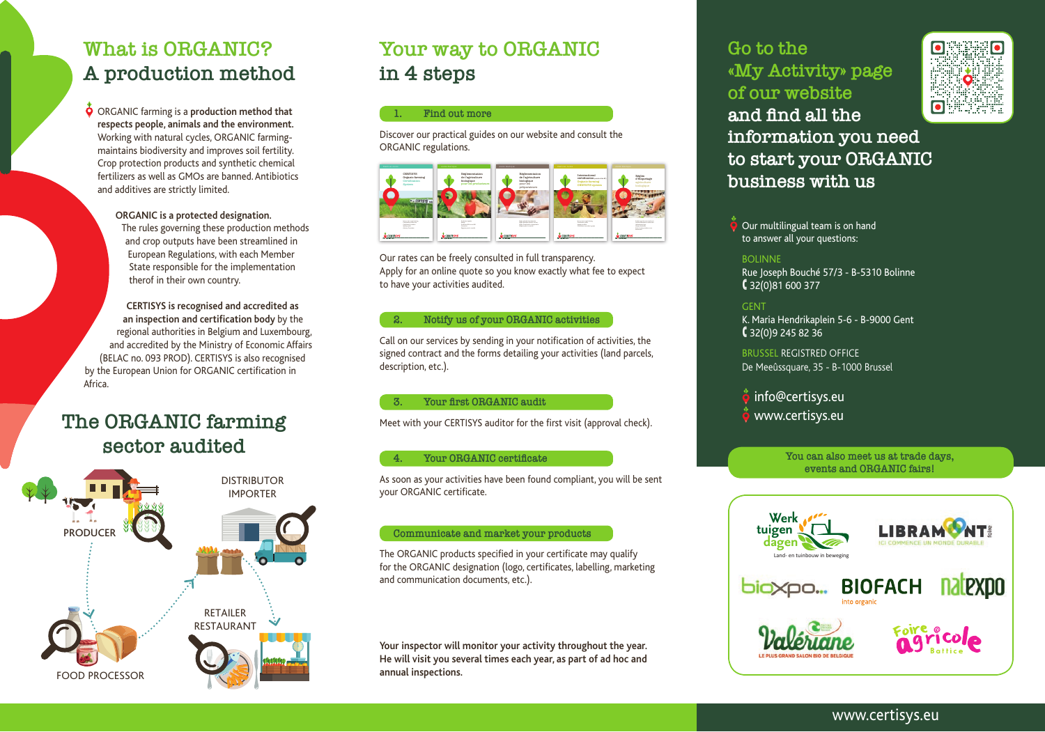# What is ORGANIC?
# A production method

ORGANIC farming is a **production method that respects people, animals and the environment.** Working with natural cycles, ORGANIC farming-maintains biodiversity and improves soil fertility. Crop protection products and synthetic chemical fertilizers as well as GMOs are banned. Antibiotics and additives are strictly limited.

**ORGANIC is a protected designation.** The rules governing these production methods and crop outputs have been streamlined in European Regulations, with each Member State responsible for the implementation therof in their own country.

**CERTISYS is recognised and accredited as an inspection and certification body** by the regional authorities in Belgium and Luxembourg, and accredited by the Ministry of Economic Affairs (BELAC no. 093 PROD). CERTISYS is also recognised by the European Union for ORGANIC certification in Africa.

## The ORGANIC farming sector audited

PRODUCER

DISTRIBUTOR
IMPORTER

RETAILER
RESTAURANT

FOOD PROCESSOR

# Your way to ORGANIC in 4 steps

**1. Find out more**

Discover our practical guides on our website and consult the ORGANIC regulations.

Our rates can be freely consulted in full transparency.
Apply for an online quote so you know exactly what fee to expect to have your activities audited.

**2. Notify us of your ORGANIC activities**

Call on our services by sending in your notification of activities, the signed contract and the forms detailing your activities (land parcels, description, etc.).

**3. Your first ORGANIC audit**

Meet with your CERTISYS auditor for the first visit (approval check).

**4. Your ORGANIC certificate**

As soon as your activities have been found compliant, you will be sent your ORGANIC certificate.

**Communicate and market your products**

The ORGANIC products specified in your certificate may qualify for the ORGANIC designation (logo, certificates, labelling, marketing and communication documents, etc.).

**Your inspector will monitor your activity throughout the year. He will visit you several times each year, as part of ad hoc and annual inspections.**

# Go to the «My Activity» page of our website and find all the information you need to start your ORGANIC business with us

Our multilingual team is on hand to answer all your questions:

BOLINNE
Rue Joseph Bouché 57/3 - B-5310 Bolinne
32(0)81 600 377

GENT
K. Maria Hendrikaplein 5-6 - B-9000 Gent
32(0)9 245 82 36

BRUSSEL REGISTRED OFFICE
De Meeûssquare, 35 - B-1000 Brussel

info@certisys.eu
www.certisys.eu

**You can also meet us at trade days, events and ORGANIC fairs!**

www.certisys.eu